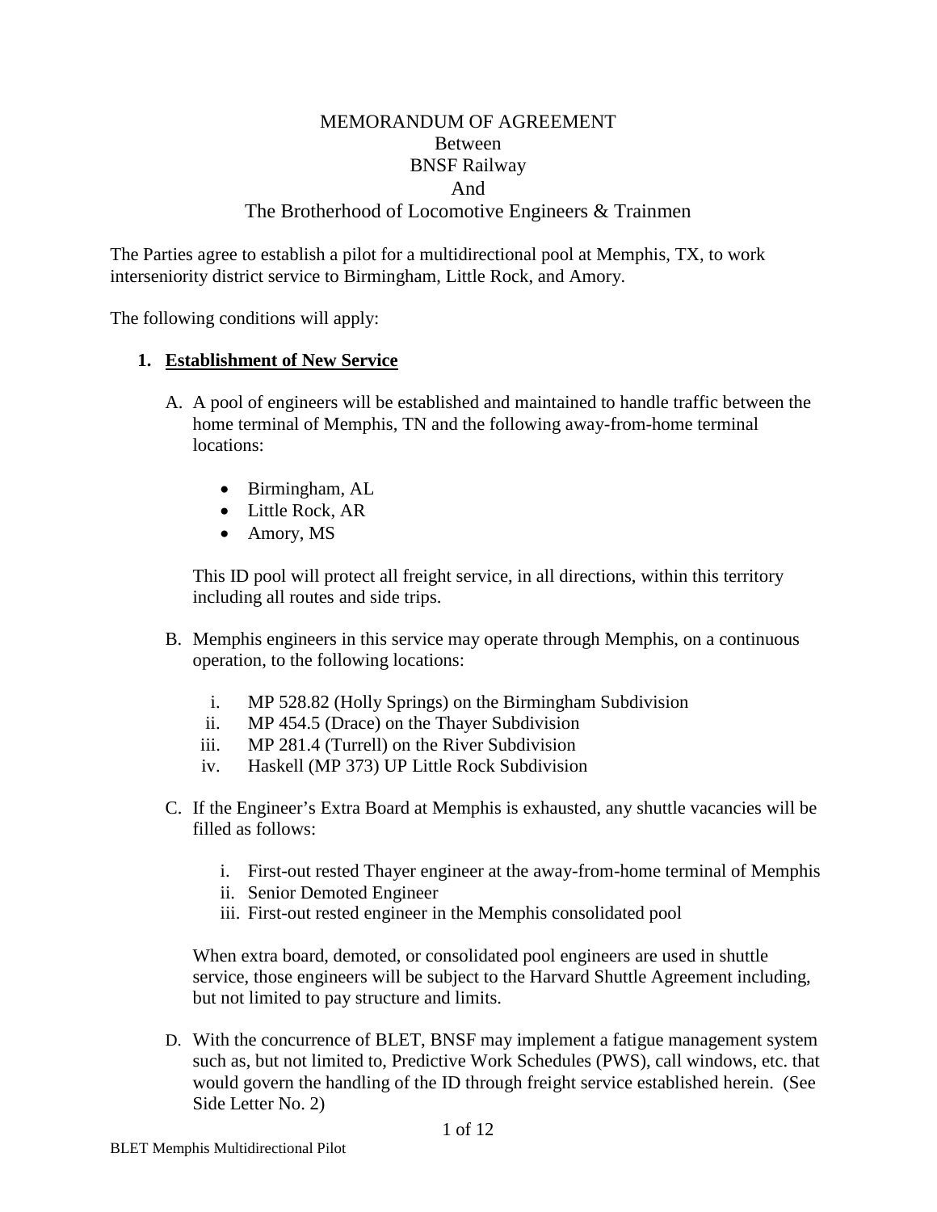# MEMORANDUM OF AGREEMENT
## Between
## BNSF Railway
## And
## The Brotherhood of Locomotive Engineers & Trainmen

The Parties agree to establish a pilot for a multidirectional pool at Memphis, TX, to work interseniority district service to Birmingham, Little Rock, and Amory.

The following conditions will apply:

1. **<u>Establishment of New Service</u>**

   A. A pool of engineers will be established and maintained to handle traffic between the home terminal of Memphis, TN and the following away-from-home terminal locations:

      - Birmingham, AL
      - Little Rock, AR
      - Amory, MS

      This ID pool will protect all freight service, in all directions, within this territory including all routes and side trips.

   B. Memphis engineers in this service may operate through Memphis, on a continuous operation, to the following locations:

      i. MP 528.82 (Holly Springs) on the Birmingham Subdivision
      ii. MP 454.5 (Drace) on the Thayer Subdivision
      iii. MP 281.4 (Turrell) on the River Subdivision
      iv. Haskell (MP 373) UP Little Rock Subdivision

   C. If the Engineer's Extra Board at Memphis is exhausted, any shuttle vacancies will be filled as follows:

      i. First-out rested Thayer engineer at the away-from-home terminal of Memphis
      ii. Senior Demoted Engineer
      iii. First-out rested engineer in the Memphis consolidated pool

      When extra board, demoted, or consolidated pool engineers are used in shuttle service, those engineers will be subject to the Harvard Shuttle Agreement including, but not limited to pay structure and limits.

   D. With the concurrence of BLET, BNSF may implement a fatigue management system such as, but not limited to, Predictive Work Schedules (PWS), call windows, etc. that would govern the handling of the ID through freight service established herein. (See Side Letter No. 2)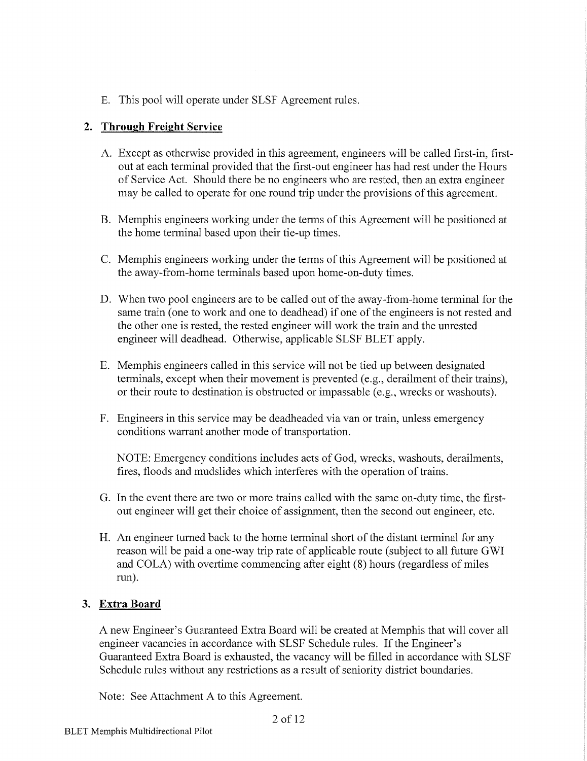E. This pool will operate under SLSF Agreement rules.

## 2. Through Freight Service

A. Except as otherwise provided in this agreement, engineers will be called first-in, first-out at each terminal provided that the first-out engineer has had rest under the Hours of Service Act. Should there be no engineers who are rested, then an extra engineer may be called to operate for one round trip under the provisions of this agreement.

B. Memphis engineers working under the terms of this Agreement will be positioned at the home terminal based upon their tie-up times.

C. Memphis engineers working under the terms of this Agreement will be positioned at the away-from-home terminals based upon home-on-duty times.

D. When two pool engineers are to be called out of the away-from-home terminal for the same train (one to work and one to deadhead) if one of the engineers is not rested and the other one is rested, the rested engineer will work the train and the unrested engineer will deadhead. Otherwise, applicable SLSF BLET apply.

E. Memphis engineers called in this service will not be tied up between designated terminals, except when their movement is prevented (e.g., derailment of their trains), or their route to destination is obstructed or impassable (e.g., wrecks or washouts).

F. Engineers in this service may be deadheaded via van or train, unless emergency conditions warrant another mode of transportation.

NOTE: Emergency conditions includes acts of God, wrecks, washouts, derailments, fires, floods and mudslides which interferes with the operation of trains.

G. In the event there are two or more trains called with the same on-duty time, the first-out engineer will get their choice of assignment, then the second out engineer, etc.

H. An engineer turned back to the home terminal short of the distant terminal for any reason will be paid a one-way trip rate of applicable route (subject to all future GWI and COLA) with overtime commencing after eight (8) hours (regardless of miles run).

## 3. Extra Board

A new Engineer's Guaranteed Extra Board will be created at Memphis that will cover all engineer vacancies in accordance with SLSF Schedule rules. If the Engineer's Guaranteed Extra Board is exhausted, the vacancy will be filled in accordance with SLSF Schedule rules without any restrictions as a result of seniority district boundaries.

Note: See Attachment A to this Agreement.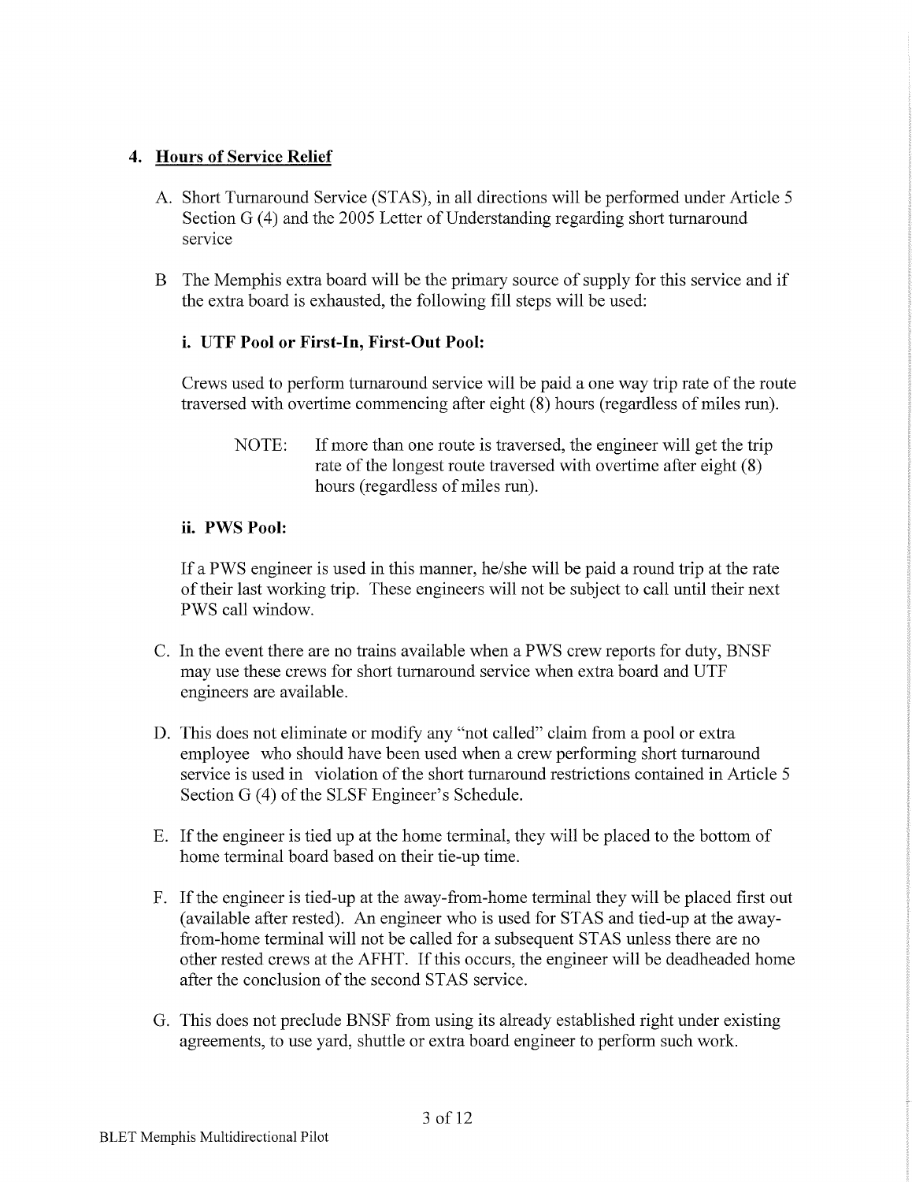## 4. Hours of Service Relief

A. Short Turnaround Service (STAS), in all directions will be performed under Article 5 Section G (4) and the 2005 Letter of Understanding regarding short turnaround service

B The Memphis extra board will be the primary source of supply for this service and if the extra board is exhausted, the following fill steps will be used:

**i. UTF Pool or First-In, First-Out Pool:**

Crews used to perform turnaround service will be paid a one way trip rate of the route traversed with overtime commencing after eight (8) hours (regardless of miles run).

> NOTE: If more than one route is traversed, the engineer will get the trip rate of the longest route traversed with overtime after eight (8) hours (regardless of miles run).

**ii. PWS Pool:**

If a PWS engineer is used in this manner, he/she will be paid a round trip at the rate of their last working trip. These engineers will not be subject to call until their next PWS call window.

C. In the event there are no trains available when a PWS crew reports for duty, BNSF may use these crews for short turnaround service when extra board and UTF engineers are available.

D. This does not eliminate or modify any "not called" claim from a pool or extra employee who should have been used when a crew performing short turnaround service is used in violation of the short turnaround restrictions contained in Article 5 Section G (4) of the SLSF Engineer's Schedule.

E. If the engineer is tied up at the home terminal, they will be placed to the bottom of home terminal board based on their tie-up time.

F. If the engineer is tied-up at the away-from-home terminal they will be placed first out (available after rested). An engineer who is used for STAS and tied-up at the away-from-home terminal will not be called for a subsequent STAS unless there are no other rested crews at the AFHT. If this occurs, the engineer will be deadheaded home after the conclusion of the second STAS service.

G. This does not preclude BNSF from using its already established right under existing agreements, to use yard, shuttle or extra board engineer to perform such work.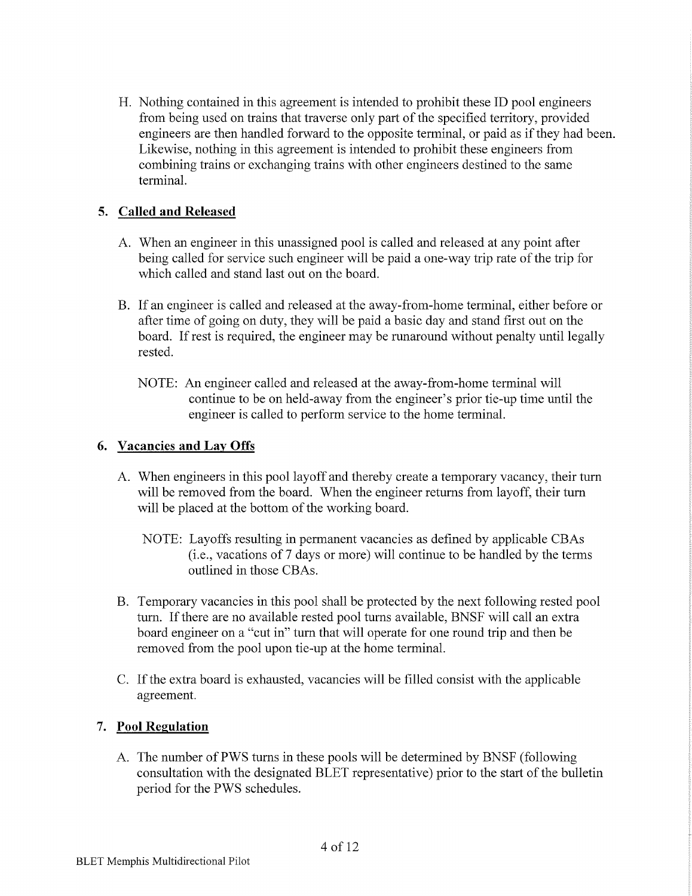H. Nothing contained in this agreement is intended to prohibit these ID pool engineers from being used on trains that traverse only part of the specified territory, provided engineers are then handled forward to the opposite terminal, or paid as if they had been. Likewise, nothing in this agreement is intended to prohibit these engineers from combining trains or exchanging trains with other engineers destined to the same terminal.

## 5. Called and Released

A. When an engineer in this unassigned pool is called and released at any point after being called for service such engineer will be paid a one-way trip rate of the trip for which called and stand last out on the board.

B. If an engineer is called and released at the away-from-home terminal, either before or after time of going on duty, they will be paid a basic day and stand first out on the board. If rest is required, the engineer may be runaround without penalty until legally rested.

NOTE: An engineer called and released at the away-from-home terminal will continue to be on held-away from the engineer's prior tie-up time until the engineer is called to perform service to the home terminal.

## 6. Vacancies and Lay Offs

A. When engineers in this pool layoff and thereby create a temporary vacancy, their turn will be removed from the board. When the engineer returns from layoff, their turn will be placed at the bottom of the working board.

NOTE: Layoffs resulting in permanent vacancies as defined by applicable CBAs (i.e., vacations of 7 days or more) will continue to be handled by the terms outlined in those CBAs.

B. Temporary vacancies in this pool shall be protected by the next following rested pool turn. If there are no available rested pool turns available, BNSF will call an extra board engineer on a "cut in" turn that will operate for one round trip and then be removed from the pool upon tie-up at the home terminal.

C. If the extra board is exhausted, vacancies will be filled consist with the applicable agreement.

## 7. Pool Regulation

A. The number of PWS turns in these pools will be determined by BNSF (following consultation with the designated BLET representative) prior to the start of the bulletin period for the PWS schedules.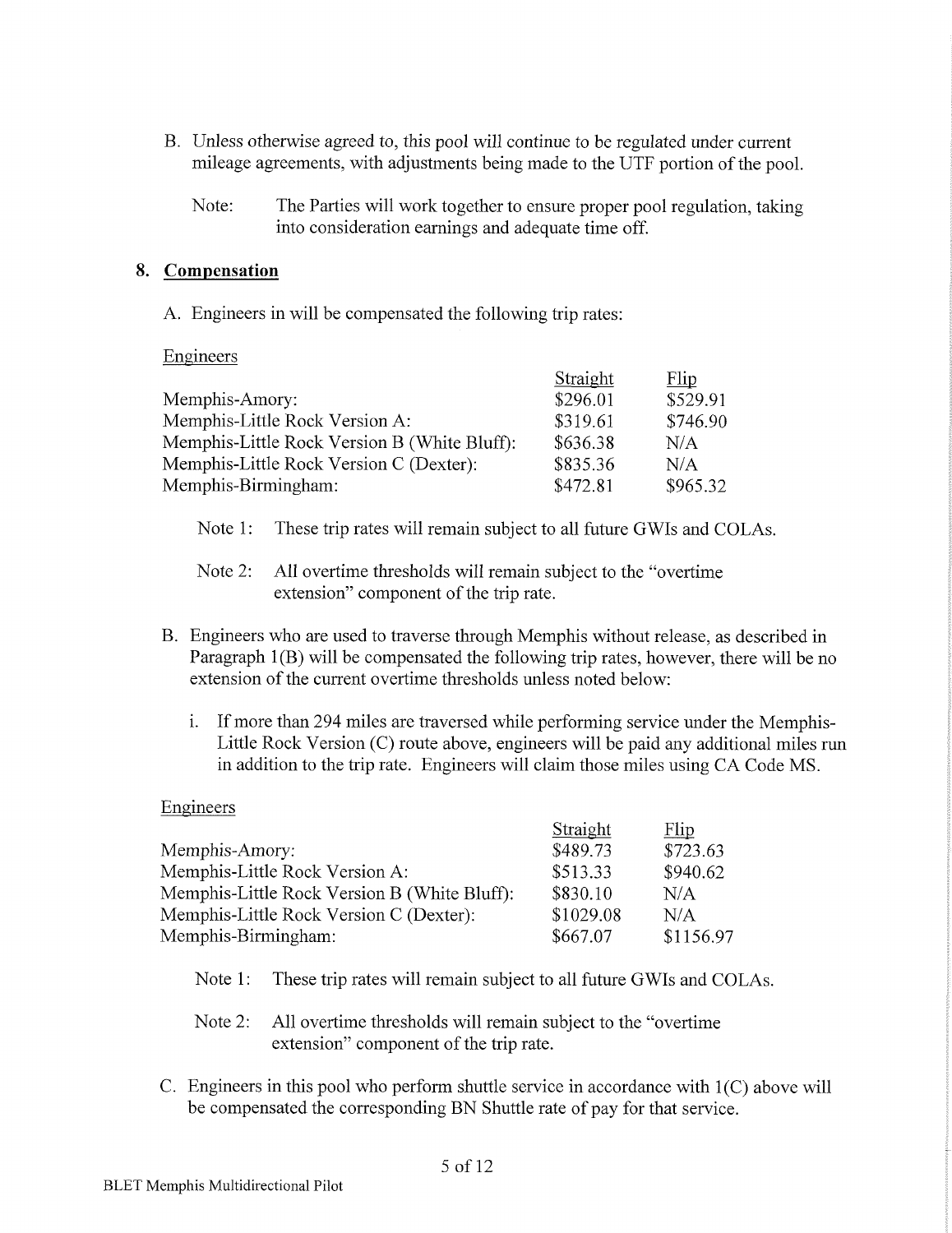B. Unless otherwise agreed to, this pool will continue to be regulated under current mileage agreements, with adjustments being made to the UTF portion of the pool.

Note: The Parties will work together to ensure proper pool regulation, taking into consideration earnings and adequate time off.

## 8. Compensation

A. Engineers in will be compensated the following trip rates:

Engineers

| | Straight | Flip |
|---|---|---|
| Memphis-Amory: | $296.01 | $529.91 |
| Memphis-Little Rock Version A: | $319.61 | $746.90 |
| Memphis-Little Rock Version B (White Bluff): | $636.38 | N/A |
| Memphis-Little Rock Version C (Dexter): | $835.36 | N/A |
| Memphis-Birmingham: | $472.81 | $965.32 |

Note 1: These trip rates will remain subject to all future GWIs and COLAs.

Note 2: All overtime thresholds will remain subject to the "overtime extension" component of the trip rate.

B. Engineers who are used to traverse through Memphis without release, as described in Paragraph 1(B) will be compensated the following trip rates, however, there will be no extension of the current overtime thresholds unless noted below:

i. If more than 294 miles are traversed while performing service under the Memphis-Little Rock Version (C) route above, engineers will be paid any additional miles run in addition to the trip rate. Engineers will claim those miles using CA Code MS.

Engineers

| | Straight | Flip |
|---|---|---|
| Memphis-Amory: | $489.73 | $723.63 |
| Memphis-Little Rock Version A: | $513.33 | $940.62 |
| Memphis-Little Rock Version B (White Bluff): | $830.10 | N/A |
| Memphis-Little Rock Version C (Dexter): | $1029.08 | N/A |
| Memphis-Birmingham: | $667.07 | $1156.97 |

Note 1: These trip rates will remain subject to all future GWIs and COLAs.

Note 2: All overtime thresholds will remain subject to the "overtime extension" component of the trip rate.

C. Engineers in this pool who perform shuttle service in accordance with 1(C) above will be compensated the corresponding BN Shuttle rate of pay for that service.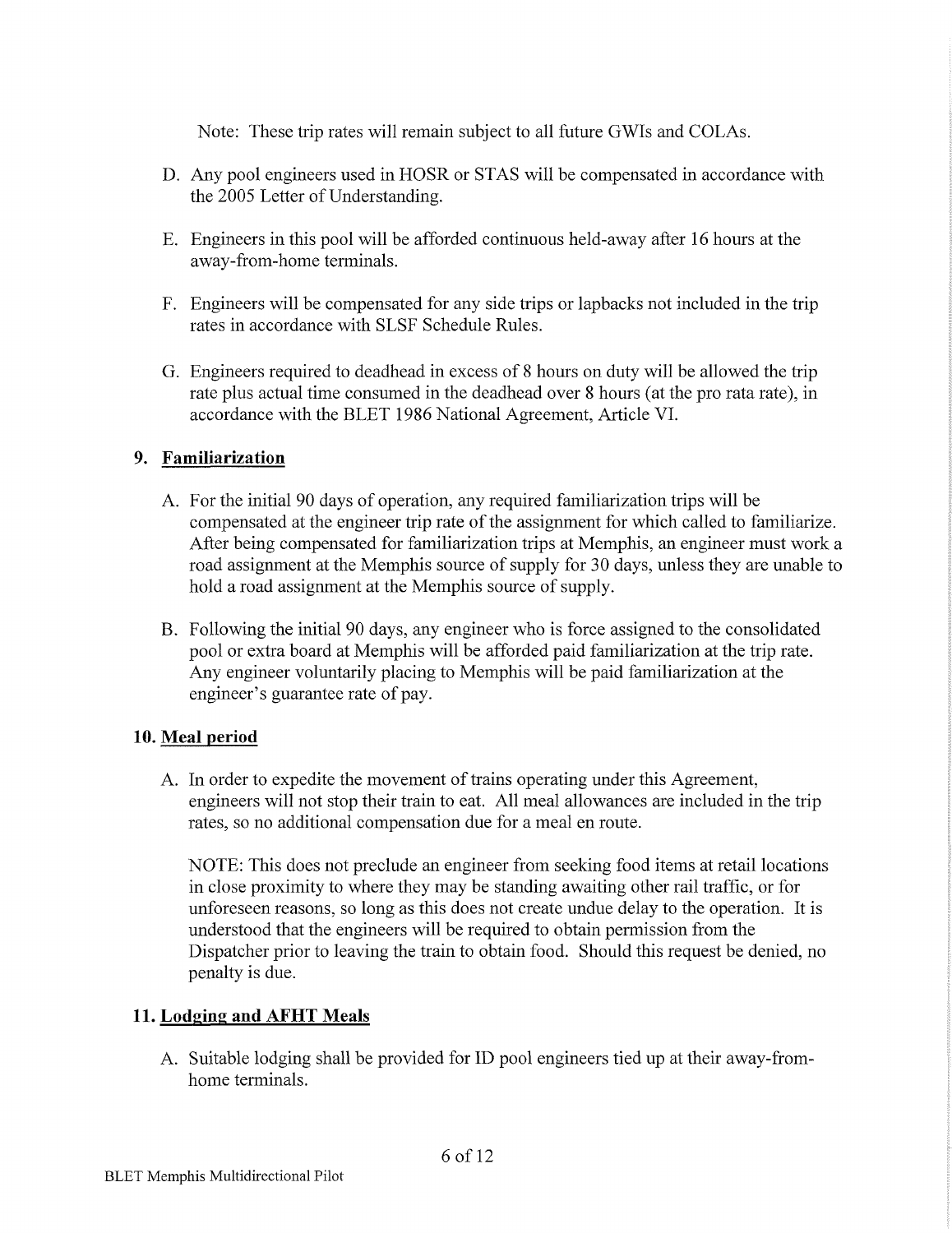Note: These trip rates will remain subject to all future GWIs and COLAs.

D. Any pool engineers used in HOSR or STAS will be compensated in accordance with the 2005 Letter of Understanding.

E. Engineers in this pool will be afforded continuous held-away after 16 hours at the away-from-home terminals.

F. Engineers will be compensated for any side trips or lapbacks not included in the trip rates in accordance with SLSF Schedule Rules.

G. Engineers required to deadhead in excess of 8 hours on duty will be allowed the trip rate plus actual time consumed in the deadhead over 8 hours (at the pro rata rate), in accordance with the BLET 1986 National Agreement, Article VI.

## 9. Familiarization

A. For the initial 90 days of operation, any required familiarization trips will be compensated at the engineer trip rate of the assignment for which called to familiarize. After being compensated for familiarization trips at Memphis, an engineer must work a road assignment at the Memphis source of supply for 30 days, unless they are unable to hold a road assignment at the Memphis source of supply.

B. Following the initial 90 days, any engineer who is force assigned to the consolidated pool or extra board at Memphis will be afforded paid familiarization at the trip rate. Any engineer voluntarily placing to Memphis will be paid familiarization at the engineer's guarantee rate of pay.

## 10. Meal period

A. In order to expedite the movement of trains operating under this Agreement, engineers will not stop their train to eat. All meal allowances are included in the trip rates, so no additional compensation due for a meal en route.

NOTE: This does not preclude an engineer from seeking food items at retail locations in close proximity to where they may be standing awaiting other rail traffic, or for unforeseen reasons, so long as this does not create undue delay to the operation. It is understood that the engineers will be required to obtain permission from the Dispatcher prior to leaving the train to obtain food. Should this request be denied, no penalty is due.

## 11. Lodging and AFHT Meals

A. Suitable lodging shall be provided for ID pool engineers tied up at their away-from-home terminals.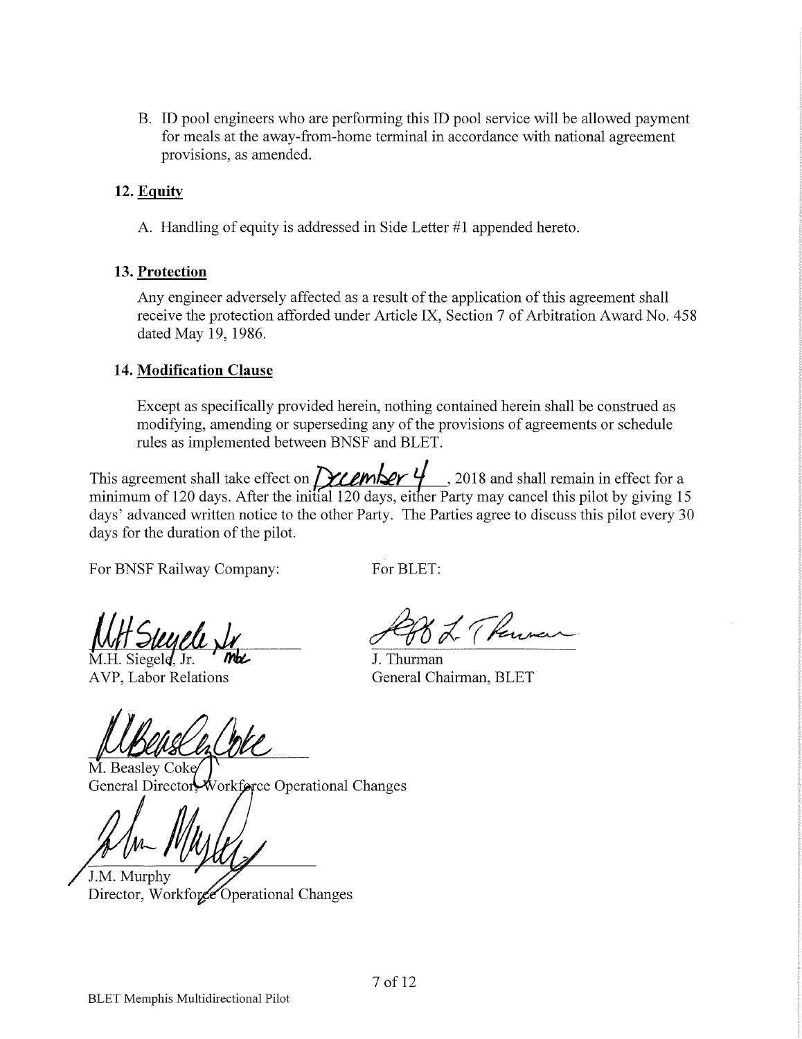B. ID pool engineers who are performing this ID pool service will be allowed payment for meals at the away-from-home terminal in accordance with national agreement provisions, as amended.

**12. Equity**

A. Handling of equity is addressed in Side Letter #1 appended hereto.

**13. Protection**

Any engineer adversely affected as a result of the application of this agreement shall receive the protection afforded under Article IX, Section 7 of Arbitration Award No. 458 dated May 19, 1986.

**14. Modification Clause**

Except as specifically provided herein, nothing contained herein shall be construed as modifying, amending or superseding any of the provisions of agreements or schedule rules as implemented between BNSF and BLET.

This agreement shall take effect on December 4, 2018 and shall remain in effect for a minimum of 120 days. After the initial 120 days, either Party may cancel this pilot by giving 15 days' advanced written notice to the other Party. The Parties agree to discuss this pilot every 30 days for the duration of the pilot.

For BNSF Railway Company:

M.H. Siegele, Jr.
AVP, Labor Relations

M. Beasley Coke
General Director, Workforce Operational Changes

J.M. Murphy
Director, Workforce Operational Changes

For BLET:

J. Thurman
General Chairman, BLET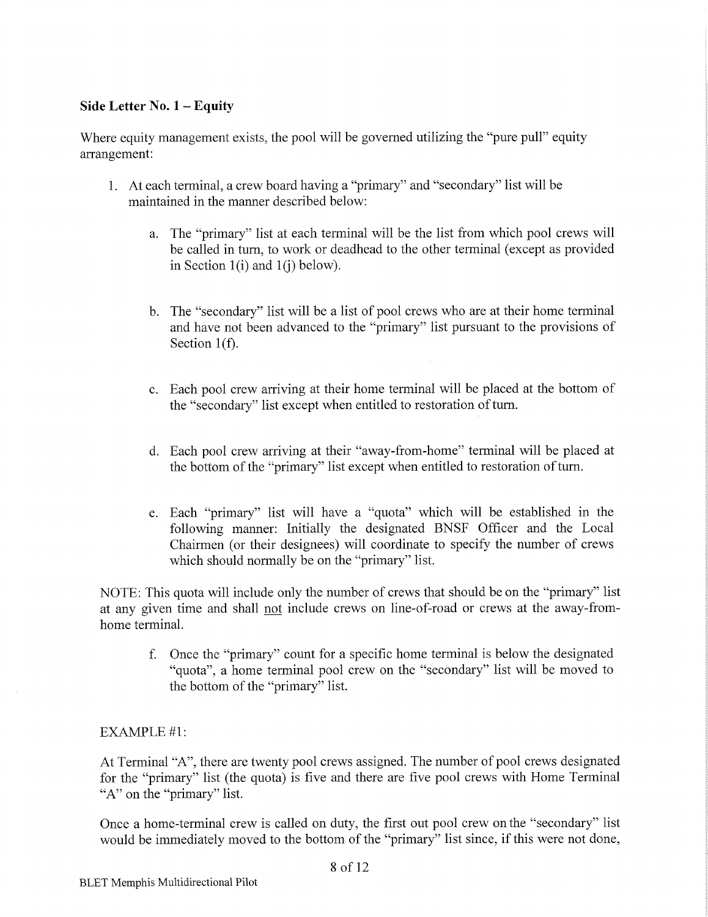### Side Letter No. 1 – Equity

Where equity management exists, the pool will be governed utilizing the "pure pull" equity arrangement:

1. At each terminal, a crew board having a "primary" and "secondary" list will be maintained in the manner described below:

    a. The "primary" list at each terminal will be the list from which pool crews will be called in turn, to work or deadhead to the other terminal (except as provided in Section 1(i) and 1(j) below).

    b. The "secondary" list will be a list of pool crews who are at their home terminal and have not been advanced to the "primary" list pursuant to the provisions of Section 1(f).

    c. Each pool crew arriving at their home terminal will be placed at the bottom of the "secondary" list except when entitled to restoration of turn.

    d. Each pool crew arriving at their "away-from-home" terminal will be placed at the bottom of the "primary" list except when entitled to restoration of turn.

    e. Each "primary" list will have a "quota" which will be established in the following manner: Initially the designated BNSF Officer and the Local Chairmen (or their designees) will coordinate to specify the number of crews which should normally be on the "primary" list.

NOTE: This quota will include only the number of crews that should be on the "primary" list at any given time and shall not include crews on line-of-road or crews at the away-from-home terminal.

    f. Once the "primary" count for a specific home terminal is below the designated "quota", a home terminal pool crew on the "secondary" list will be moved to the bottom of the "primary" list.

EXAMPLE #1:

At Terminal "A", there are twenty pool crews assigned. The number of pool crews designated for the "primary" list (the quota) is five and there are five pool crews with Home Terminal "A" on the "primary" list.

Once a home-terminal crew is called on duty, the first out pool crew on the "secondary" list would be immediately moved to the bottom of the "primary" list since, if this were not done,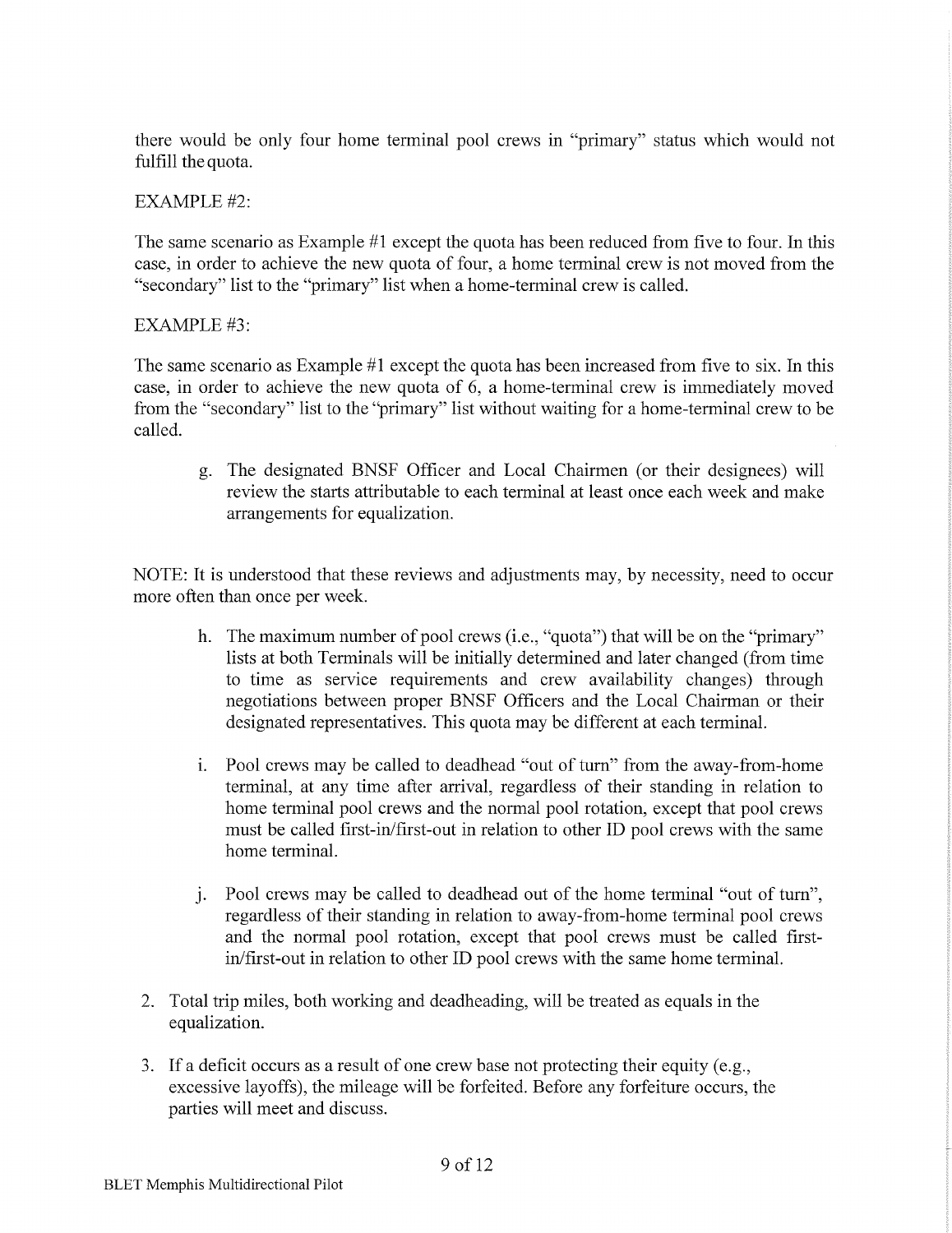there would be only four home terminal pool crews in "primary" status which would not fulfill the quota.

EXAMPLE #2:

The same scenario as Example #1 except the quota has been reduced from five to four. In this case, in order to achieve the new quota of four, a home terminal crew is not moved from the "secondary" list to the "primary" list when a home-terminal crew is called.

EXAMPLE #3:

The same scenario as Example #1 except the quota has been increased from five to six. In this case, in order to achieve the new quota of 6, a home-terminal crew is immediately moved from the "secondary" list to the "primary" list without waiting for a home-terminal crew to be called.

g. The designated BNSF Officer and Local Chairmen (or their designees) will review the starts attributable to each terminal at least once each week and make arrangements for equalization.

NOTE: It is understood that these reviews and adjustments may, by necessity, need to occur more often than once per week.

h. The maximum number of pool crews (i.e., "quota") that will be on the "primary" lists at both Terminals will be initially determined and later changed (from time to time as service requirements and crew availability changes) through negotiations between proper BNSF Officers and the Local Chairman or their designated representatives. This quota may be different at each terminal.

i. Pool crews may be called to deadhead "out of turn" from the away-from-home terminal, at any time after arrival, regardless of their standing in relation to home terminal pool crews and the normal pool rotation, except that pool crews must be called first-in/first-out in relation to other ID pool crews with the same home terminal.

j. Pool crews may be called to deadhead out of the home terminal "out of turn", regardless of their standing in relation to away-from-home terminal pool crews and the normal pool rotation, except that pool crews must be called first-in/first-out in relation to other ID pool crews with the same home terminal.

2. Total trip miles, both working and deadheading, will be treated as equals in the equalization.

3. If a deficit occurs as a result of one crew base not protecting their equity (e.g., excessive layoffs), the mileage will be forfeited. Before any forfeiture occurs, the parties will meet and discuss.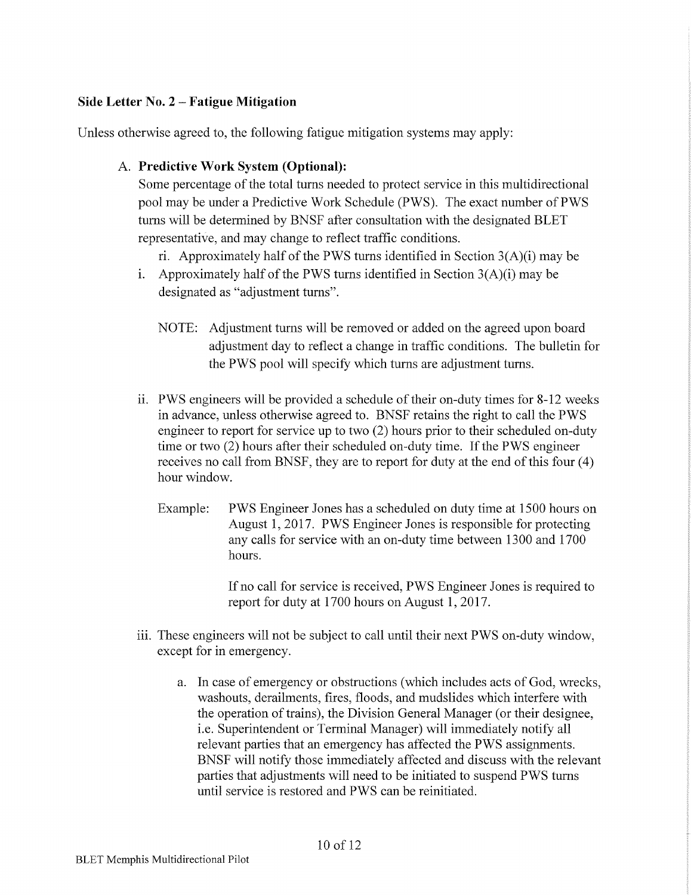**Side Letter No. 2 – Fatigue Mitigation**

Unless otherwise agreed to, the following fatigue mitigation systems may apply:

A. **Predictive Work System (Optional):**
   Some percentage of the total turns needed to protect service in this multidirectional pool may be under a Predictive Work Schedule (PWS). The exact number of PWS turns will be determined by BNSF after consultation with the designated BLET representative, and may change to reflect traffic conditions.

   ri. Approximately half of the PWS turns identified in Section 3(A)(i) may be

   i. Approximately half of the PWS turns identified in Section 3(A)(i) may be designated as "adjustment turns".

      NOTE: Adjustment turns will be removed or added on the agreed upon board adjustment day to reflect a change in traffic conditions. The bulletin for the PWS pool will specify which turns are adjustment turns.

   ii. PWS engineers will be provided a schedule of their on-duty times for 8-12 weeks in advance, unless otherwise agreed to. BNSF retains the right to call the PWS engineer to report for service up to two (2) hours prior to their scheduled on-duty time or two (2) hours after their scheduled on-duty time. If the PWS engineer receives no call from BNSF, they are to report for duty at the end of this four (4) hour window.

      Example: PWS Engineer Jones has a scheduled on duty time at 1500 hours on August 1, 2017. PWS Engineer Jones is responsible for protecting any calls for service with an on-duty time between 1300 and 1700 hours.

      If no call for service is received, PWS Engineer Jones is required to report for duty at 1700 hours on August 1, 2017.

   iii. These engineers will not be subject to call until their next PWS on-duty window, except for in emergency.

      a. In case of emergency or obstructions (which includes acts of God, wrecks, washouts, derailments, fires, floods, and mudslides which interfere with the operation of trains), the Division General Manager (or their designee, i.e. Superintendent or Terminal Manager) will immediately notify all relevant parties that an emergency has affected the PWS assignments. BNSF will notify those immediately affected and discuss with the relevant parties that adjustments will need to be initiated to suspend PWS turns until service is restored and PWS can be reinitiated.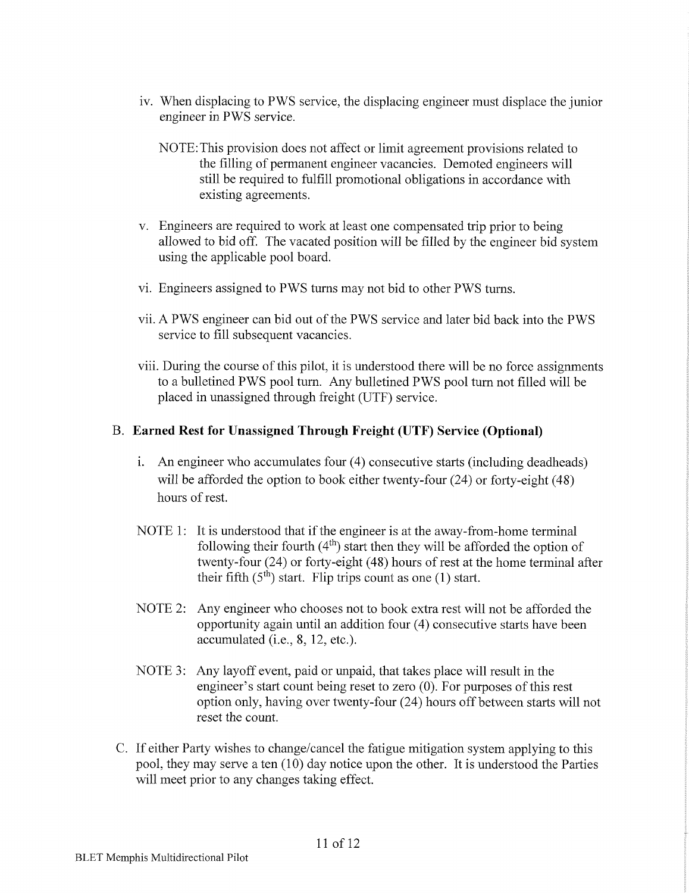iv. When displacing to PWS service, the displacing engineer must displace the junior engineer in PWS service.

NOTE: This provision does not affect or limit agreement provisions related to the filling of permanent engineer vacancies. Demoted engineers will still be required to fulfill promotional obligations in accordance with existing agreements.

v. Engineers are required to work at least one compensated trip prior to being allowed to bid off. The vacated position will be filled by the engineer bid system using the applicable pool board.

vi. Engineers assigned to PWS turns may not bid to other PWS turns.

vii. A PWS engineer can bid out of the PWS service and later bid back into the PWS service to fill subsequent vacancies.

viii. During the course of this pilot, it is understood there will be no force assignments to a bulletined PWS pool turn. Any bulletined PWS pool turn not filled will be placed in unassigned through freight (UTF) service.

B. **Earned Rest for Unassigned Through Freight (UTF) Service (Optional)**

i. An engineer who accumulates four (4) consecutive starts (including deadheads) will be afforded the option to book either twenty-four (24) or forty-eight (48) hours of rest.

NOTE 1: It is understood that if the engineer is at the away-from-home terminal following their fourth (4th) start then they will be afforded the option of twenty-four (24) or forty-eight (48) hours of rest at the home terminal after their fifth (5th) start. Flip trips count as one (1) start.

NOTE 2: Any engineer who chooses not to book extra rest will not be afforded the opportunity again until an addition four (4) consecutive starts have been accumulated (i.e., 8, 12, etc.).

NOTE 3: Any layoff event, paid or unpaid, that takes place will result in the engineer's start count being reset to zero (0). For purposes of this rest option only, having over twenty-four (24) hours off between starts will not reset the count.

C. If either Party wishes to change/cancel the fatigue mitigation system applying to this pool, they may serve a ten (10) day notice upon the other. It is understood the Parties will meet prior to any changes taking effect.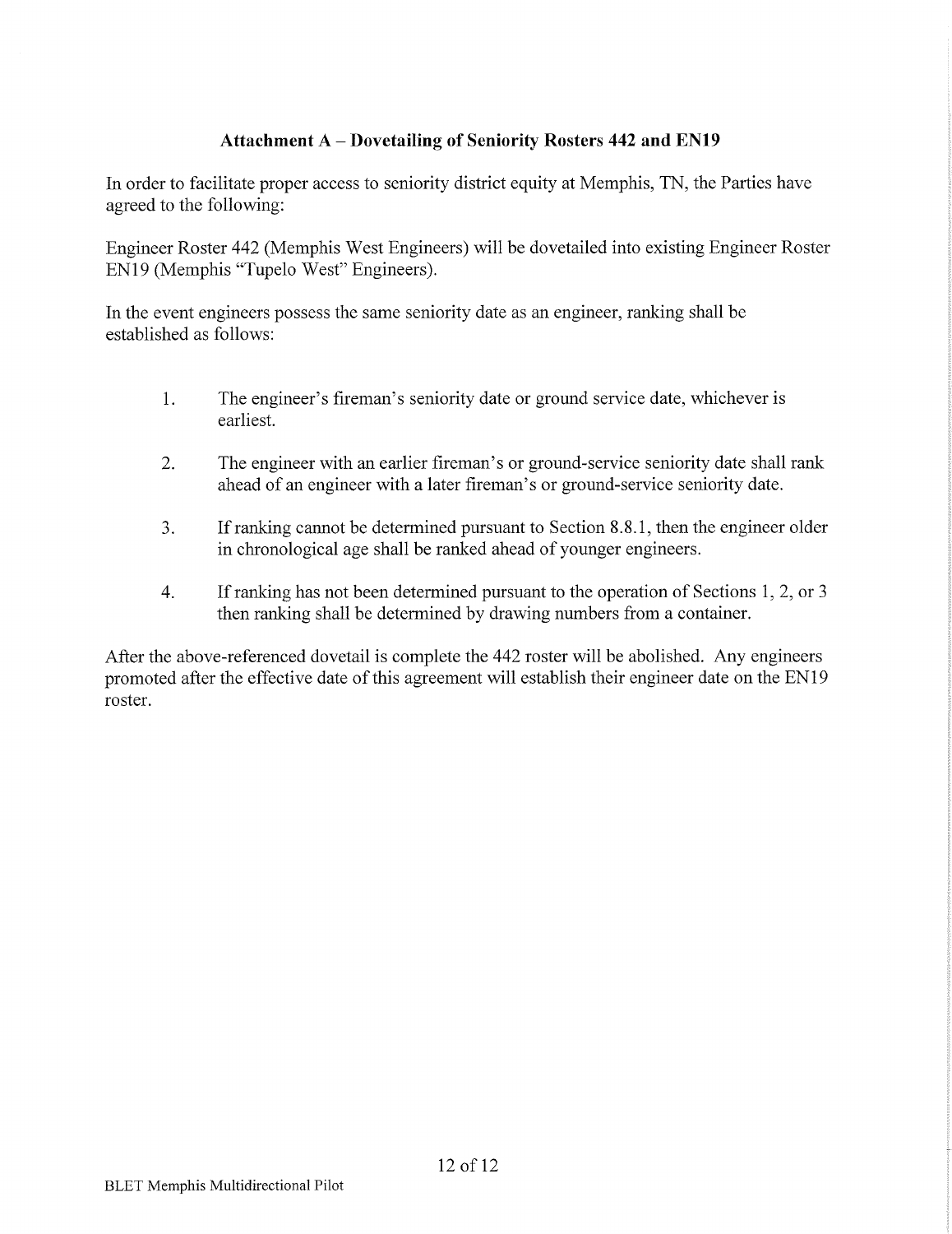## Attachment A – Dovetailing of Seniority Rosters 442 and EN19

In order to facilitate proper access to seniority district equity at Memphis, TN, the Parties have agreed to the following:

Engineer Roster 442 (Memphis West Engineers) will be dovetailed into existing Engineer Roster EN19 (Memphis "Tupelo West" Engineers).

In the event engineers possess the same seniority date as an engineer, ranking shall be established as follows:

1. The engineer's fireman's seniority date or ground service date, whichever is earliest.

2. The engineer with an earlier fireman's or ground-service seniority date shall rank ahead of an engineer with a later fireman's or ground-service seniority date.

3. If ranking cannot be determined pursuant to Section 8.8.1, then the engineer older in chronological age shall be ranked ahead of younger engineers.

4. If ranking has not been determined pursuant to the operation of Sections 1, 2, or 3 then ranking shall be determined by drawing numbers from a container.

After the above-referenced dovetail is complete the 442 roster will be abolished. Any engineers promoted after the effective date of this agreement will establish their engineer date on the EN19 roster.